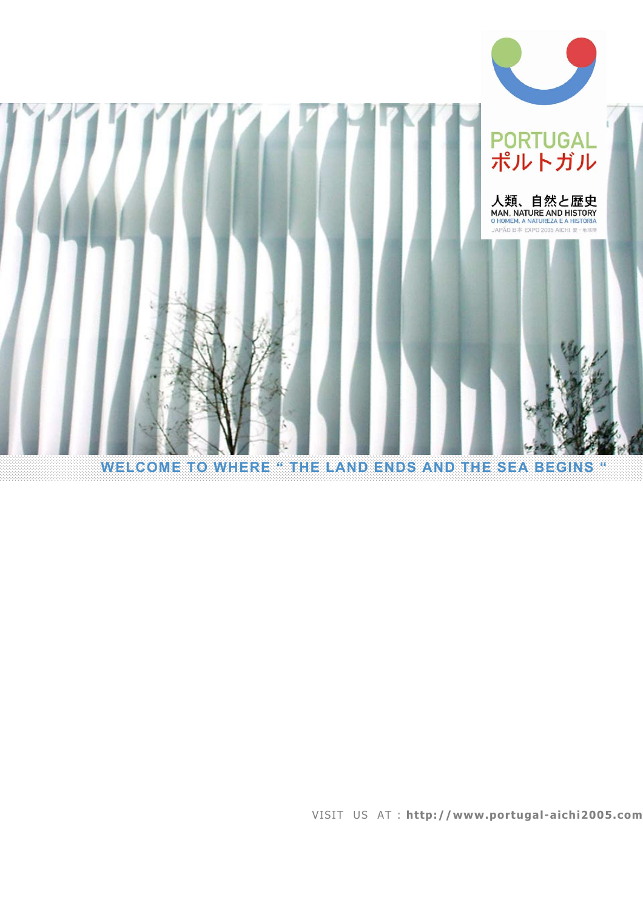PORTUGAL
ポルトガル

人類、自然と歴史
MAN, NATURE AND HISTORY
O HOMEM, A NATUREZA E A HISTÓRIA
JAPÃO 日本 EXPO 2005 AICHI

**WELCOME TO WHERE " THE LAND ENDS AND THE SEA BEGINS "**

VISIT US AT : **http://www.portugal-aichi2005.com**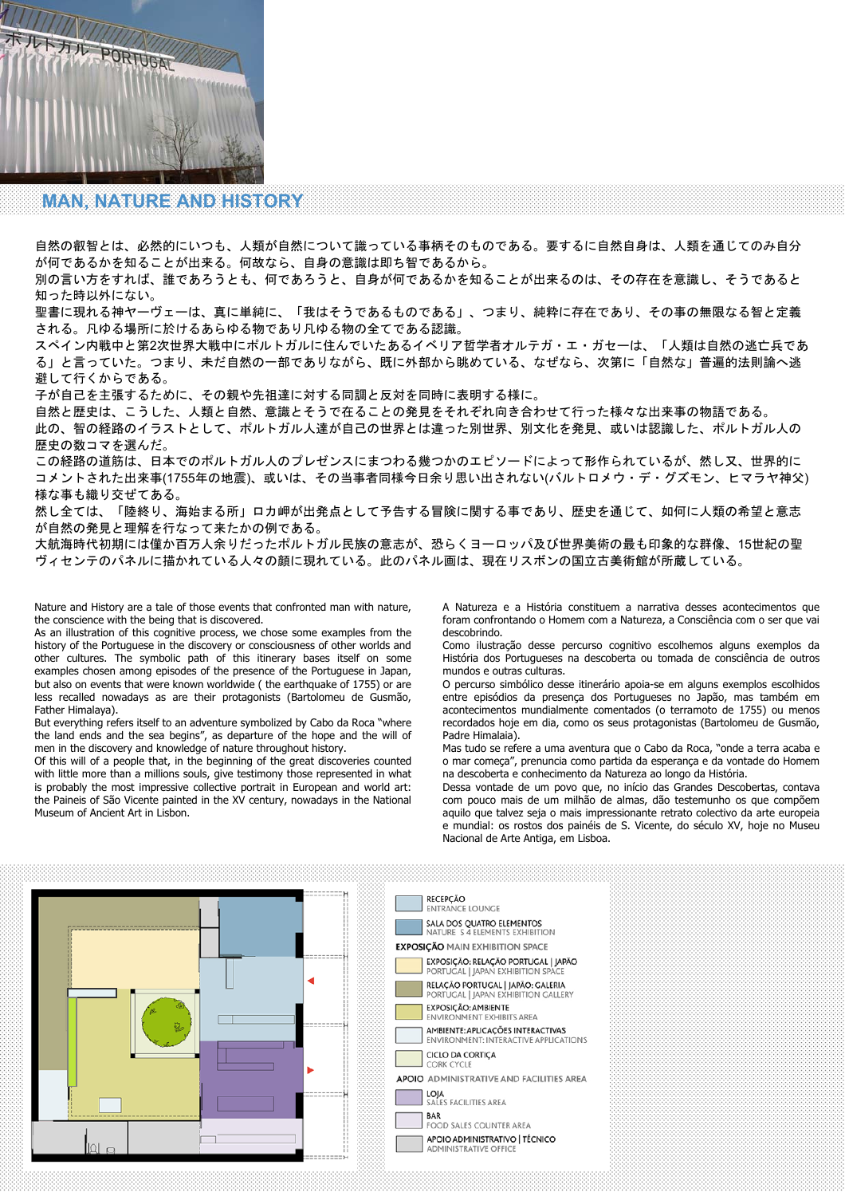## MAN, NATURE AND HISTORY

自然の叡智とは、必然的にいつも、人類が自然について識っている事柄そのものである。要するに自然自身は、人類を通じてのみ自分が何であるかを知ることが出来る。何故なら、自身の意識は即ち智であるから。
別の言い方をすれば、誰であろうとも、何であろうと、自身が何であるかを知ることが出来るのは、その存在を意識し、そうであると知った時以外にない。
聖書に現れる神ヤーヴェーは、真に単純に、「我はそうであるものである」、つまり、純粋に存在であり、その事の無限なる智と定義される。凡ゆる場所に於けるあらゆる物であり凡ゆる物の全てである認識。
スペイン内戦中と第2次世界大戦中にポルトガルに住んでいたあるイベリア哲学者オルテガ・エ・ガセーは、「人類は自然の逃亡兵である」と言っていた。つまり、未だ自然の一部でありながら、既に外部から眺めている、なぜなら、次第に「自然な」普遍的法則論へ逃避して行くからである。
子が自己を主張するために、その親や先祖達に対する同調と反対を同時に表明する様に。
自然と歴史は、こうした、人類と自然、意識とそうで在ることの発見をそれぞれ向き合わせて行った様々な出来事の物語である。
此の、智の経路のイラストとして、ポルトガル人達が自己の世界とは違った別世界、別文化を発見、或いは認識した、ポルトガル人の歴史の数コマを選んだ。
この経路の道筋は、日本でのポルトガル人のプレゼンスにまつわる幾つかのエピソードによって形作られているが、然し又、世界的にコメントされた出来事(1755年の地震)、或いは、その当事者同様今日余り思い出されない(バルトロメウ・デ・グズモン、ヒマラヤ神父)様な事も織り交ぜてある。
然し全ては、「陸終り、海始まる所」ロカ岬が出発点として予告する冒険に関する事であり、歴史を通じて、如何に人類の希望と意志が自然の発見と理解を行なって来たかの例である。
大航海時代初期には僅か百万人余りだったポルトガル民族の意志が、恐らくヨーロッパ及び世界美術の最も印象的な群像、15世紀の聖ヴィセンテのパネルに描かれている人々の顔に現れている。此のパネル画は、現在リスボンの国立古美術館が所蔵している。

Nature and History are a tale of those events that confronted man with nature, the conscience with the being that is discovered.
As an illustration of this cognitive process, we chose some examples from the history of the Portuguese in the discovery or consciousness of other worlds and other cultures. The symbolic path of this itinerary bases itself on some examples chosen among episodes of the presence of the Portuguese in Japan, but also on events that were known worldwide ( the earthquake of 1755) or are less recalled nowadays as are their protagonists (Bartolomeu de Gusmão, Father Himalaya).
But everything refers itself to an adventure symbolized by Cabo da Roca "where the land ends and the sea begins", as departure of the hope and the will of men in the discovery and knowledge of nature throughout history.
Of this will of a people that, in the beginning of the great discoveries counted with little more than a millions souls, give testimony those represented in what is probably the most impressive collective portrait in European and world art: the Paineis of São Vicente painted in the XV century, nowadays in the National Museum of Ancient Art in Lisbon.

A Natureza e a História constituem a narrativa desses acontecimentos que foram confrontando o Homem com a Natureza, a Consciência com o ser que vai descobrindo.
Como ilustração desse percurso cognitivo escolhemos alguns exemplos da História dos Portugueses na descoberta ou tomada de consciência de outros mundos e outras culturas.
O percurso simbólico desse itinerário apoia-se em alguns exemplos escolhidos entre episódios da presença dos Portugueses no Japão, mas também em acontecimentos mundialmente comentados (o terramoto de 1755) ou menos recordados hoje em dia, como os seus protagonistas (Bartolomeu de Gusmão, Padre Himalaia).
Mas tudo se refere a uma aventura que o Cabo da Roca, "onde a terra acaba e o mar começa", prenuncia como partida da esperança e da vontade do Homem na descoberta e conhecimento da Natureza ao longo da História.
Dessa vontade de um povo que, no início das Grandes Descobertas, contava com pouco mais de um milhão de almas, dão testemunho os que compõem aquilo que talvez seja o mais impressionante retrato colectivo da arte europeia e mundial: os rostos dos painéis de S. Vicente, do século XV, hoje no Museu Nacional de Arte Antiga, em Lisboa.

- RECEPÇÃO — ENTRANCE LOUNGE
- SALA DOS QUATRO ELEMENTOS — NATURE S 4 ELEMENTS EXHIBITION

**EXPOSIÇÃO** MAIN EXHIBITION SPACE
- EXPOSIÇÃO: RELAÇÃO PORTUGAL | JAPÃO — PORTUGAL | JAPAN EXHIBITION SPACE
- RELAÇÃO PORTUGAL | JAPÃO: GALERIA — PORTUGAL | JAPAN EXHIBITION GALLERY
- EXPOSIÇÃO: AMBIENTE — ENVIRONMENT EXHIBITS AREA
- AMBIENTE: APLICAÇÕES INTERACTIVAS — ENVIRONMENT: INTERACTIVE APPLICATIONS
- CICLO DA CORTIÇA — CORK CYCLE

**APOIO** ADMINISTRATIVE AND FACILITIES AREA
- LOJA — SALES FACILITIES AREA
- BAR — FOOD SALES COUNTER AREA
- APOIO ADMINISTRATIVO | TÉCNICO — ADMINISTRATIVE OFFICE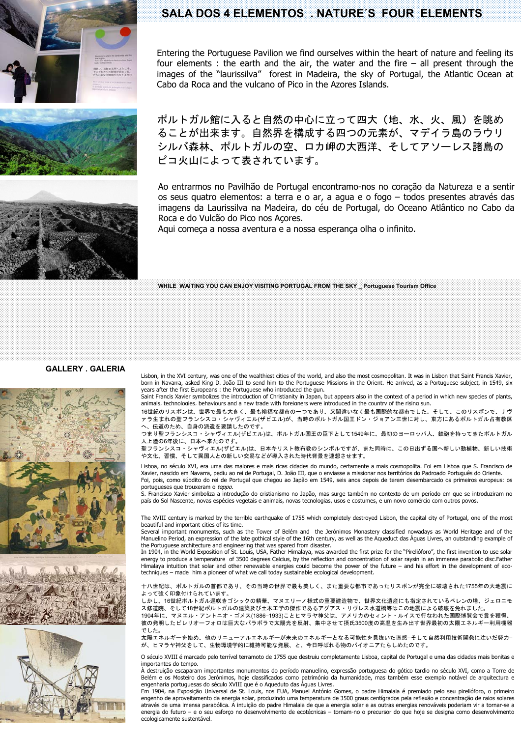# SALA DOS 4 ELEMENTOS . NATURE´S FOUR ELEMENTS

Entering the Portuguese Pavilion we find ourselves within the heart of nature and feeling its four elements : the earth and the air, the water and the fire – all present through the images of the "laurissilva" forest in Madeira, the sky of Portugal, the Atlantic Ocean at Cabo da Roca and the vulcano of Pico in the Azores Islands.

ポルトガル館に入ると自然の中心に立って四大（地、水、火、風）を眺めることが出来ます。自然界を構成する四つの元素が、マデイラ島のラウリシルバ森林、ポルトガルの空、ロカ岬の大西洋、そしてアソーレス諸島のピコ火山によって表されています。

Ao entrarmos no Pavilhão de Portugal encontramo-nos no coração da Natureza e a sentir os seus quatro elementos: a terra e o ar, a agua e o fogo – todos presentes através das imagens da Laurissilva na Madeira, do céu de Portugal, do Oceano Atlântico no Cabo da Roca e do Vulcão do Pico nos Açores.
Aqui começa a nossa aventura e a nossa esperança olha o infinito.

**WHILE WAITING YOU CAN ENJOY VISITING PORTUGAL FROM THE SKY _ Portuguese Tourism Office**

## GALLERY . GALERIA

Lisbon, in the XVI century, was one of the wealthiest cities of the world, and also the most cosmopolitan. It was in Lisbon that Saint Francis Xavier, born in Navarra, asked King D. João III to send him to the Portuguese Missions in the Orient. He arrived, as a Portuguese subject, in 1549, six years after the first Europeans : the Portuguese who introduced the gun.
Saint Francis Xavier symbolizes the introduction of Christianity in Japan, but appears also in the context of a period in which new species of plants, animals, technologies, behaviours and a new trade with foreigners were introduced in the country of the rising sun.

16世紀のリスボンは、世界で最も大きく、最も裕福な都市の一つであり、又間違いなく最も国際的な都市でした。そして、このリスボンで、ナヴァラ生まれの聖フランシスコ・シャヴィエル(ザビエル)が、当時のポルトガル国王ドン・ジョアン三世に対し、東方にあるポルトガル占有教区へ、伝道のため、自身の派遣を要請したのです。
つまり聖フランシスコ・シャヴィエル(ザビエル)は、ポルトガル国王の臣下として1549年に、最初のヨーロッパ人、鉄砲を持ってきたポルトガル人上陸の6年後に、日本へ来たのです。
聖フランシスコ・シャヴィエル(ザビエル)は、日本キリスト教布教のシンボルですが、また同時に、この日出ずる国へ新しい動植物、新しい技術や文化、習慣、そして異国人との新しい交易などが導入された時代背景を連想させます。

Lisboa, no século XVI, era uma das maiores e mais ricas cidades do mundo, certamente a mais cosmopolita. Foi em Lisboa que S. Francisco de Xavier, nascido em Navarra, pediu ao rei de Portugal, D. João III, que o enviasse a missionar nos territórios do Padroado Português do Oriente.
Foi, pois, como súbdito do rei de Portugal que chegou ao Japão em 1549, seis anos depois de terem desembarcado os primeiros europeus: os portugueses que trouxeram o *teppo*.
S. Francisco Xavier simboliza a introdução do cristianismo no Japão, mas surge também no contexto de um período em que se introduziram no país do Sol Nascente, novas espécies vegetais e animais, novas tecnologias, usos e costumes, e um novo comércio com outros povos.

The XVIII century is marked by the terrible earthquake of 1755 which completely destroyed Lisbon, the capital city of Portugal, one of the most beautiful and important cities of its time.
Several important monuments, such as the Tower of Belém and the Jerónimos Monastery classified nowadays as World Heritage and of the Manuelino Period, an expression of the late gothical style of the 16th century, as well as the Aqueduct das Águas Livres, an outstanding example of the Portuguese architecture and engineering that was spared from disaster.
In 1904, in the World Exposition of St. Louis, USA, Father Himalaya, was awarded the first prize for the "Pireliόforo", the first invention to use solar energy to produce a temperature of 3500 degrees Celcius, by the reflection and concentration of solar raysin in an immense parabolic disc.Father Himalaya intuition that solar and other renewable energies could become the power of the future – and his effort in the development of eco-techniques – made him a pioneer of what we call today sustainable ecological development.

十八世紀は、ポルトガルの首都であり、その当時の世界で最も美しく、また重要な都市であったリスボンが完全に破壊された1755年の大地震によって強く印象付けられています。
しかし、16世紀ポルトガル遅咲きゴシックの精華、マヌエリーノ様式の重要建造物で、世界文化遺産にも指定されているベレンの塔、ジェロニモス修道院、そして18世紀ポルトガルの建築及び土木工学の傑作であるアグアス・リヴレス水道橋等はこの地震による破壊を免れました。
1904年に、マヌエル・アントニオ・ゴメス(1886–1933)ことヒマラヤ神父は、アメリカのセイント・ルイスで行なわれた国際博覧会で賞を獲得、彼の発明したピレリオーフォロは巨大なパラボラで太陽光を反射、集中させて摂氏3500度の高温を生み出す世界最初の太陽エネルギー利用機器でした。
太陽エネルギーを始め、他のリニューアルエネルギーが未来のエネルギーとなる可能性を見抜いた直感–そして自然利用技術開発に注いだ努力–が、ヒマラヤ神父をして、生物環境学的に維持可能な発展、と、今日呼ばれる物のパイオニアたらしめたのです。

O século XVIII é marcado pelo terrível terramoto de 1755 que destruiu completamente Lisboa, capital de Portugal e uma das cidades mais bonitas e importantes do tempo.
À destruição escaparam importantes monumentos do período manuelino, expressão portuguesa do gótico tardio no século XVI, como a Torre de Belém e os Mosteiro dos Jerónimos, hoje classificados como património da humanidade, mas também esse exemplo notável de arquitectura e engenharia portuguesas do século XVIII que é o Aqueduto das Águas Livres.
Em 1904, na Exposição Universal de St. Louis, nos EUA, o padre Himalaia é premiado pelo seu pirelióforo, o primeiro engenho de aproveitamento da energia solar, produzindo uma temperatura de 3500 graus centígrados pela reflexão e concentração de raios solares através de uma imensa parabólica. A intuição do padre Himalaia de que a energia solar e as outras energias renováveis poderiam vir a tornar-se a energia do futuro – e o seu esforço no desenvolvimento de ecotécnicas – tornam-no o precursor do que hoje se designa como desenvolvimento ecologicamente sustentável.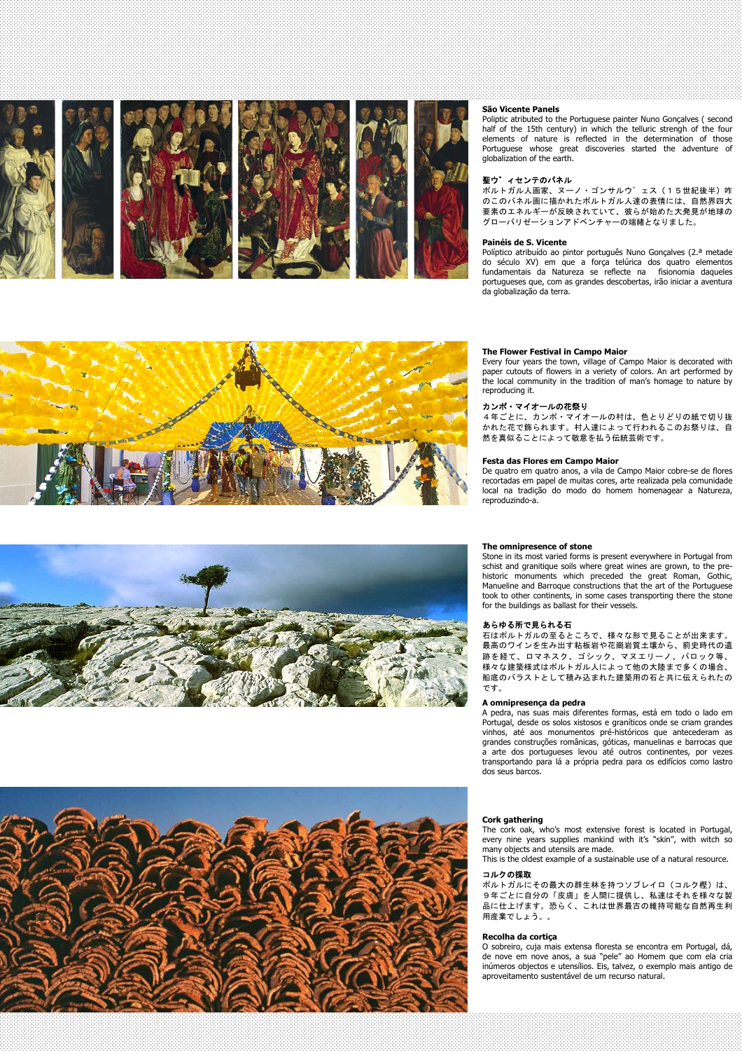### São Vicente Panels

Poliptic atributed to the Portuguese painter Nuno Gonçalves ( second half of the 15th century) in which the telluric strengh of the four elements of nature is reflected in the determination of those Portuguese whose great discoveries started the adventure of globalization of the earth.

### 聖ウ゛ィセンテのパネル

ポルトガル人画家、ヌーノ・ゴンサルウ゛ェス（１５世紀後半）昨のこのパネル画に描かれたポルトガル人達の表情には、自然界四大要素のエネルギーが反映されていて、彼らが始めた大発見が地球のグローバリゼーションアドベンチャーの端緒となりました。

### Painéis de S. Vicente

Políptico atribuído ao pintor português Nuno Gonçalves (2.ª metade do século XV) em que a força telúrica dos quatro elementos fundamentais da Natureza se reflecte na fisionomia daqueles portugueses que, com as grandes descobertas, irão iniciar a aventura da globalização da terra.

### The Flower Festival in Campo Maior

Every four years the town, village of Campo Maior is decorated with paper cutouts of flowers in a veriety of colors. An art performed by the local community in the tradition of man's homage to nature by reproducing it.

### カンポ・マイオールの花祭り

４年ごとに、カンポ・マイオールの村は、色とりどりの紙で切り抜かれた花で飾られます。村人達によって行われるこのお祭りは、自然を真似ることによって敬意を払う伝統芸術です。

### Festa das Flores em Campo Maior

De quatro em quatro anos, a vila de Campo Maior cobre-se de flores recortadas em papel de muitas cores, arte realizada pela comunidade local na tradição do modo do homem homenagear a Natureza, reproduzindo-a.

### The omnipresence of stone

Stone in its most varied forms is present everywhere in Portugal from schist and granitique soils where great wines are grown, to the pre-historic monuments which preceded the great Roman, Gothic, Manueline and Barroque constructions that the art of the Portuguese took to other continents, in some cases transporting there the stone for the buildings as ballast for their vessels.

### あらゆる所で見られる石

石はポルトガルの至るところで、様々な形で見ることが出来ます。最高のワインを生み出す粘板岩や花崗岩質土壌から、前史時代の遺跡を経て、ロマネスク、ゴシック、マヌエリーノ、バロック等、様々な建築様式はポルトガル人によって他の大陸まで多くの場合、船底のバラストとして積み込まれた建築用の石と共に伝えられたのです。

### A omnipresença da pedra

A pedra, nas suas mais diferentes formas, está em todo o lado em Portugal, desde os solos xistosos e graníticos onde se criam grandes vinhos, até aos monumentos pré-históricos que antecederam as grandes construções românicas, góticas, manuelinas e barrocas que a arte dos portugueses levou até outros continentes, por vezes transportando para lá a própria pedra para os edifícios como lastro dos seus barcos.

### Cork gathering

The cork oak, who's most extensive forest is located in Portugal, every nine years supplies mankind with it's "skin", with witch so many objects and utensils are made.
This is the oldest example of a sustainable use of a natural resource.

### コルクの採取

ポルトガルにその最大の群生林を持つソブレイロ（コルク樫）は、９年ごとに自分の「皮膚」を人間に提供し、私達はそれを様々な製品に仕上げます。恐らく、これは世界最古の維持可能な自然再生利用産業でしょう。。

### Recolha da cortiça

O sobreiro, cuja mais extensa floresta se encontra em Portugal, dá, de nove em nove anos, a sua "pele" ao Homem que com ela cria inúmeros objectos e utensílios. Eis, talvez, o exemplo mais antigo de aproveitamento sustentável de um recurso natural.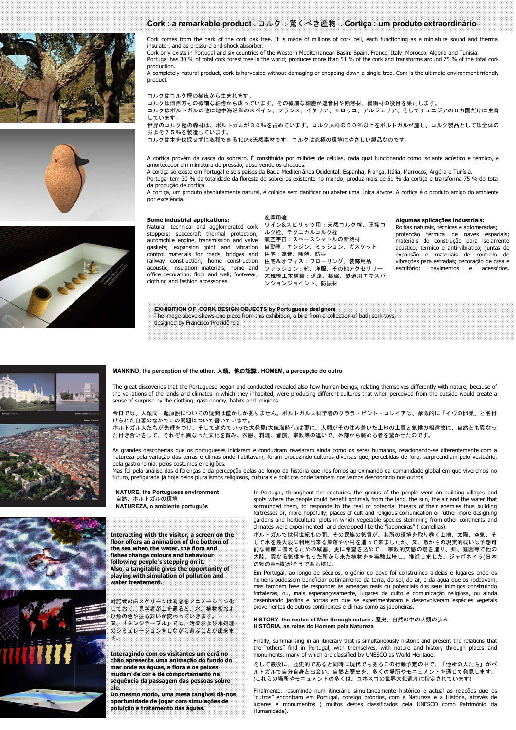## Cork : a remarkable product . コルク：驚くべき産物 . Cortiça : um produto extraordinário

Cork comes from the bark of the cork oak tree. It is made of millions of cork cell, each functioning as a miniature sound and thermal insulator, and as pressure and shock absorber.
Cork only exists in Portugal and six countries of the Western Mediterranean Basin: Spain, France, Italy, Morocco, Algeria and Tunisia.
Portugal has 30 % of total cork forest tree in the world; produces more than 51 % of the cork and transforms around 75 % of the total cork production.
A completely natural product, cork is harvested without damaging or chopping down a single tree. Cork is the ultimate environment friendly product.

コルクはコルク樫の樹皮から生まれます。
コルクは何百万もの微細な細胞から成っています。その微細な細胞が遮音材や断熱材、緩衝材の役目を果たします。
コルクはポルトガルの他に地中海沿岸のスペイン、フランス、イタリア、モロッコ、アルジェリア、そしてチュニジアの６カ国だけに生育しています。
世界のコルク樫の森林は、ポルトガルが３０％を占めています。コルク原料の５０％以上をポルトガルが産し、コルク製品としては全体のおよそ７５％を製造しています。
コルクは木を伐採せずに収穫できる100%天然素材です。コルクは究極の環境にやさしい製品なのです。

A cortiça provém da casca do sobreiro. É constituída por milhões de células, cada qual funcionando como isolante acústico e térmico, e amortecedor em miniatura de pressão, absorvendo os choques.
A cortiça só existe em Portugal e seis países da Bacia Mediterrânea Ocidental: Espanha, França, Itália, Marrocos, Argélia e Tunísia.
Portugal tem 30 % da totalidade da floresta de sobreiros existente no mundo; produz mais de 51 % da cortiça e transforma 75 % do total da produção de cortiça.
A cortiça, um produto absolutamente natural, é colhida sem danificar ou abater uma única árvore. A cortiça é o produto amigo do ambiente por excelência.

**Some industrial applications:**
Natural, technical and agglomerated cork stoppers; spacecraft thermal protection; automobile engine, transmission and valve gaskets; expansion joint and vibration control materials for roads, bridges and railway construction; home construction acoustic, insulation materials; home and office decoration: floor and wall; footwear, clothing and fashion accessories.

産業用途
ワイン&スピリッツ用：天然コルク栓、圧搾コルク栓、テクニカルコルク栓
航空宇宙：スペースシャトルの断熱材
自動車：エンジン、ミッション、ガスケット
住宅：遮音、断熱、防振
住宅&オフィス：フローリング、装飾用品
ファッション：靴、洋服、その他アクセサリー
大規模土木構築：道路、橋梁、鉄道用エキスパンションジョイント、防振材

**Algumas aplicações industriais:**
Rolhas naturais, técnicas e aglomeradas; protecção térmica de naves espaciais; materiais de construção para isolamento acústico, térmico e anti-vibrático; juntas de expansão e materiais de controlo de vibrações para estradas; decoração de casa e escritório: pavimentos e acessórios.

**EXHIBITION OF CORK DESIGN OBJECTS by Portuguese designers**
The image above shows one piece from this exhibition, a bird from a collection of bath cork toys, designed by Francisco Providência.

## MANKIND, the perception of the other. 人類、他の認識 . HOMEM, a percepção do outro

The great discoveries that the Portuguese began and conducted revealed also how human beings, relating themselves differently with nature, because of the variations of the lands and climates in which they inhabited, were producing different cultures that when perceived from the outside would create a sense of surprise by the clothing, gastronomy, habits and religions.

今日では、人類同一起原説についての疑問は僅かしかありません。ポルトガル人科学者のクララ・ピント・コレイアは、象徴的に「イヴの卵巣」と名付けられた自著のなかでこの問題について書いています。
ポルトガル人たちが先鞭をつけ、そして進めていった大発見(大航海時代)は更に、人類がその住み着いた土地の土質と気候の相違故に、自然とも異なった付き合いをして、それぞれ異なった文化を育み、衣服、料理、習慣、宗教等の違いで、外部から眺める者を驚かせたのです。

As grandes descobertas que os portugueses iniciaram e conduziram revelaram ainda como os seres humanos, relacionando-se diferentemente com a natureza pela variação das terras e climas onde habitavam, foram produzindo culturas diversas que, percebidas de fora, surpreendiam pelo vestuário, pela gastronomia, pelos costumes e religiões.
Mas foi pela análise das diferenças e da percepção delas ao longo da história que nos fomos aproximando da comunidade global em que viveremos no futuro, prefigurada já hoje pelos pluralismos religiosos, culturais e políticos onde também nos vamos descobrindo nos outros.

### NATURE, the Portuguese environment
### 自然、ポルトガルの環境
### NATUREZA, o ambiente português

In Portugal, throughout the centuries, the genius of the people went on building villages and spots where the people could benefit optimaly from the land, the sun, the air and the water that sorrounded them, to responde to the real or potencial threats of their enemies thus building fortesses or, more hopefully, places of cult and religious comunication or futher more designing gardens and horticultural plots in which vegetable species stemming from other continents and climates were experimented and developed like the "japoneiras" ( camellias).

ポルトガルでは何世紀もの間、その民族の気質が、其所の環境を取り巻く土地、太陽、空気、そして水を最大限に利用出来る集落や小村を造って来ましたが、又、敵からの現実的或いは予想可能な脅威に備えるための城塞、更に希望を込めて.....宗教的交感の場を造り、畑、庭園等で他の大陸、異なる気候をもった所から来た植物をを実験栽培し、推進しました。ジャポネイラ(日本の物の意=椿)がそうである様に。

Em Portugal, ao longo de séculos, o génio do povo foi construindo aldeias e lugares onde os homens pudessem beneficiar optimamente da terra, do sol, do ar, e da água que os rodeavam, mas também teve de responder ás ameaças reais ou potenciais dos seus inimigos construindo fortalezas, ou, mais esperançosamente, lugares de culto e comunicação religiosa, ou ainda desenhando jardins e hortas em que se experimentaram e desenvolveram espécies vegetais provenientes de outros continentes e climas como as japoneiras.

**Interacting with the visitor, a screen on the floor offers an animation of the bottom of the sea when the water, the flora and fishes change colours and behaviour following people´s stepping on it.**
**Also, a tangitable gives the opportunity of playing with simulation of pollution and water treatement.**

対話式の床スクリーンは海底をアニメーション化しており、見学者が上を通ると、水、植物相および魚の色や振る舞いが変わっていきます。
又、「タンジテーブル」では、汚染および水処理のシミュレーションをしながら遊ぶことが出来ます。

**Interagindo com os visitantes um ecrã no chão apresenta uma animação do fundo do mar onde as águas, a flora e os peixes mudam de cor e de comportamento na sequência da passagem das pessoas sobre ele.**
**Do mesmo modo, uma mesa tangível dá-nos oportunidade de jogar com simulações de poluição e tratamento das águas.**

### HISTORY, the routes of Man through nature . 歴史、自然の中の人類の歩み
### HISTÓRIA, as rotas do Homem pela Natureza

Finally, summarising in an itinerary that is simultaneously historic and present the relations that the "others" find in Portugal, with themselves, with nature and history through places and monuments, many of which are classified by UNESCO as World Heritage.

そして最後に、歴史的であると同時に現代でもあるこの行動予定の中で、「他所の人たち」がポルトガルで自分自身と出会い、自然と歴史を、多くの場所やモニュメントを通じて発見します。（これらの場所やモニュメントの多くは、ユネスコの世界文化遺産に指定されています）

Finalmente, resumindo num itinerário simultaneamente histórico e actual as relações que os "outros" encontram em Portugal, consigo próprios, com a Natureza e a História, através de lugares e monumentos ( muitos destes classificados pela UNESCO como Património da Humanidade).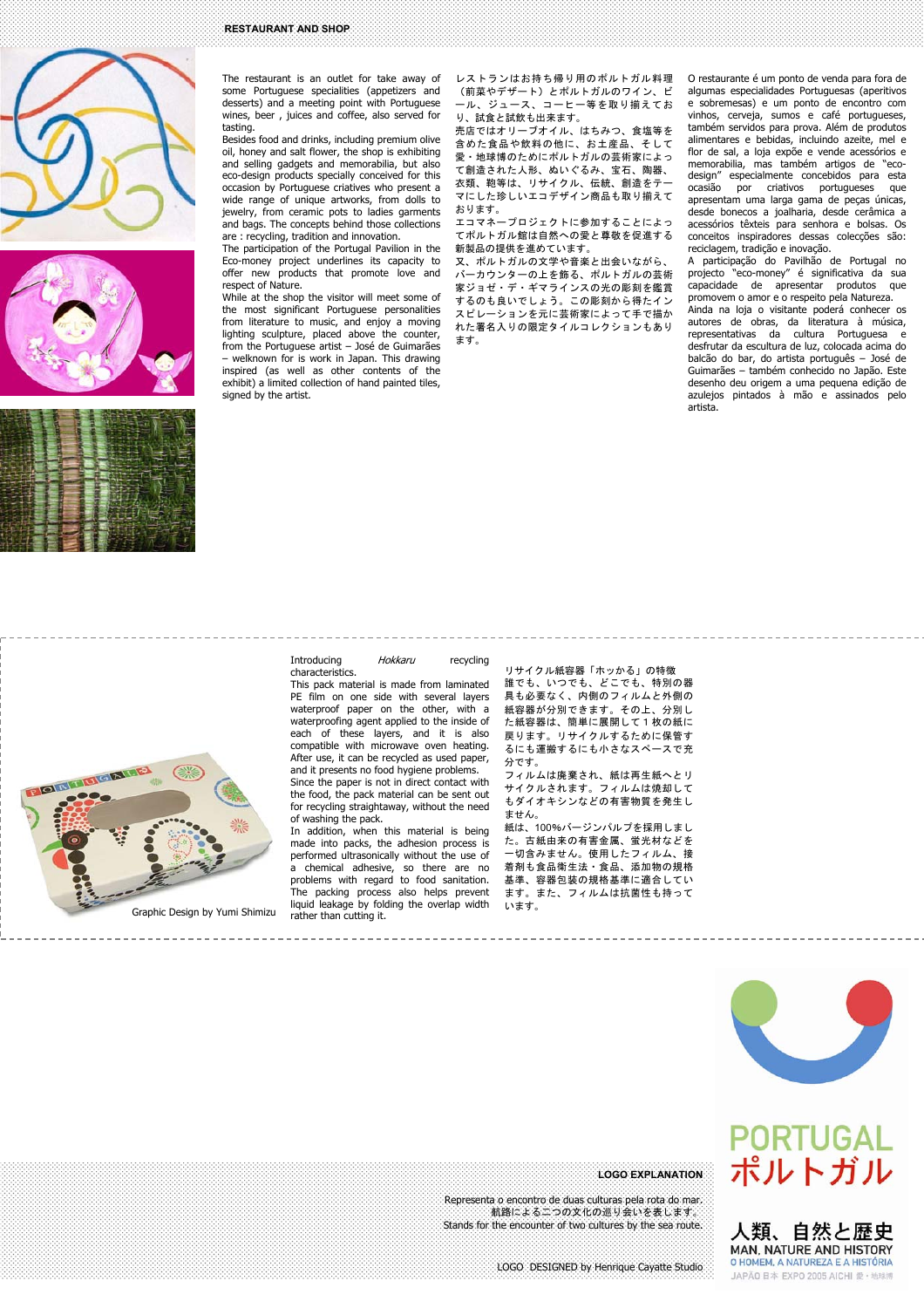## RESTAURANT AND SHOP

The restaurant is an outlet for take away of some Portuguese specialities (appetizers and desserts) and a meeting point with Portuguese wines, beer , juices and coffee, also served for tasting.
Besides food and drinks, including premium olive oil, honey and salt flower, the shop is exhibiting and selling gadgets and memorabilia, but also eco-design products specially conceived for this occasion by Portuguese creatives who present a wide range of unique artworks, from dolls to jewelry, from ceramic pots to ladies garments and bags. The concepts behind those collections are : recycling, tradition and innovation.
The participation of the Portugal Pavilion in the Eco-money project underlines its capacity to offer new products that promote love and respect of Nature.
While at the shop the visitor will meet some of the most significant Portuguese personalities from literature to music, and enjoy a moving lighting sculpture, placed above the counter, from the Portuguese artist – José de Guimarães – welknown for is work in Japan. This drawing inspired (as well as other contents of the exhibit) a limited collection of hand painted tiles, signed by the artist.

レストランはお持ち帰り用のポルトガル料理（前菜やデザート）とポルトガルのワイン、ビール、ジュース、コーヒー等を取り揃えており、試食と試飲も出来ます。
売店ではオリーブオイル、はちみつ、食塩等を含めた食品や飲料の他に、お土産品、そして愛・地球博のためにポルトガルの芸術家によって創造された人形、ぬいぐるみ、宝石、陶器、衣類、鞄等は、リサイクル、伝統、創造をテーマにした珍しいエコデザイン商品も取り揃えております。
エコマネープロジェクトに参加することによってポルトガル館は自然への愛と尊敬を促進する新製品の提供を進めています。
又、ポルトガルの文学や音楽と出会いながら、バーカウンターの上を飾る、ポルトガルの芸術家ジョゼ・デ・ギマラインスの光の彫刻を鑑賞するのも良いでしょう。この彫刻から得たインスピレーションを元に芸術家によって手で描かれた署名入りの限定タイルコレクションもあります。

O restaurante é um ponto de venda para fora de algumas especialidades Portuguesas (aperitivos e sobremesas) e um ponto de encontro com vinhos, cerveja, sumos e café portugueses, também servidos para prova. Além de produtos alimentares e bebidas, incluindo azeite, mel e flor de sal, a loja expõe e vende acessórios e memorabilia, mas também artigos de "eco-design" especialmente concebidos para esta ocasião por criativos portugueses que apresentam uma larga gama de peças únicas, desde bonecos a joalharia, desde cerâmica a acessórios têxteis para senhora e bolsas. Os conceitos inspiradores dessas colecções são: reciclagem, tradição e inovação.
A participação do Pavilhão de Portugal no projecto "eco-money" é significativa da sua capacidade de apresentar produtos que promovem o amor e o respeito pela Natureza.
Ainda na loja o visitante poderá conhecer os autores de obras, da literatura à música, representativas da cultura Portuguesa e desfrutar da escultura de luz, colocada acima do balcão do bar, do artista português – José de Guimarães – também conhecido no Japão. Este desenho deu origem a uma pequena edição de azulejos pintados à mão e assinados pelo artista.

Graphic Design by Yumi Shimizu

Introducing *Hokkaru* recycling characteristics.
This pack material is made from laminated PE film on one side with several layers waterproof paper on the other, with a waterproofing agent applied to the inside of each of these layers, and it is also compatible with microwave oven heating. After use, it can be recycled as used paper, and it presents no food hygiene problems.
Since the paper is not in direct contact with the food, the pack material can be sent out for recycling straightaway, without the need of washing the pack.
In addition, when this material is being made into packs, the adhesion process is performed ultrasonically without the use of a chemical adhesive, so there are no problems with regard to food sanitation.
The packing process also helps prevent liquid leakage by folding the overlap width rather than cutting it.

リサイクル紙容器「ホッかる」の特徴
誰でも、いつでも、どこでも、特別の器具も必要なく、内側のフィルムと外側の紙容器が分別できます。その上、分別した紙容器は、簡単に展開して１枚の紙に戻ります。リサイクルするために保管するにも運搬するにも小さなスペースで充分です。
フィルムは廃棄され、紙は再生紙へとリサイクルされます。フィルムは焼却してもダイオキシンなどの有害物質を発生しません。
紙は、100%バージンパルプを採用しました。古紙由来の有害金属、蛍光材などを一切含みません。使用したフィルム、接着剤も食品衛生法・食品、添加物の規格基準、容器包装の規格基準に適合しています。また、フィルムは抗菌性も持っています。

## LOGO EXPLANATION

Representa o encontro de duas culturas pela rota do mar.
航路による二つの文化の巡り会いを表します。
Stands for the encounter of two cultures by the sea route.

LOGO DESIGNED by Henrique Cayatte Studio

PORTUGAL
ポルトガル

人類、自然と歴史
MAN, NATURE AND HISTORY
O HOMEM, A NATUREZA E A HISTÓRIA
JAPÃO 日本 EXPO 2005 AICHI 愛・地球博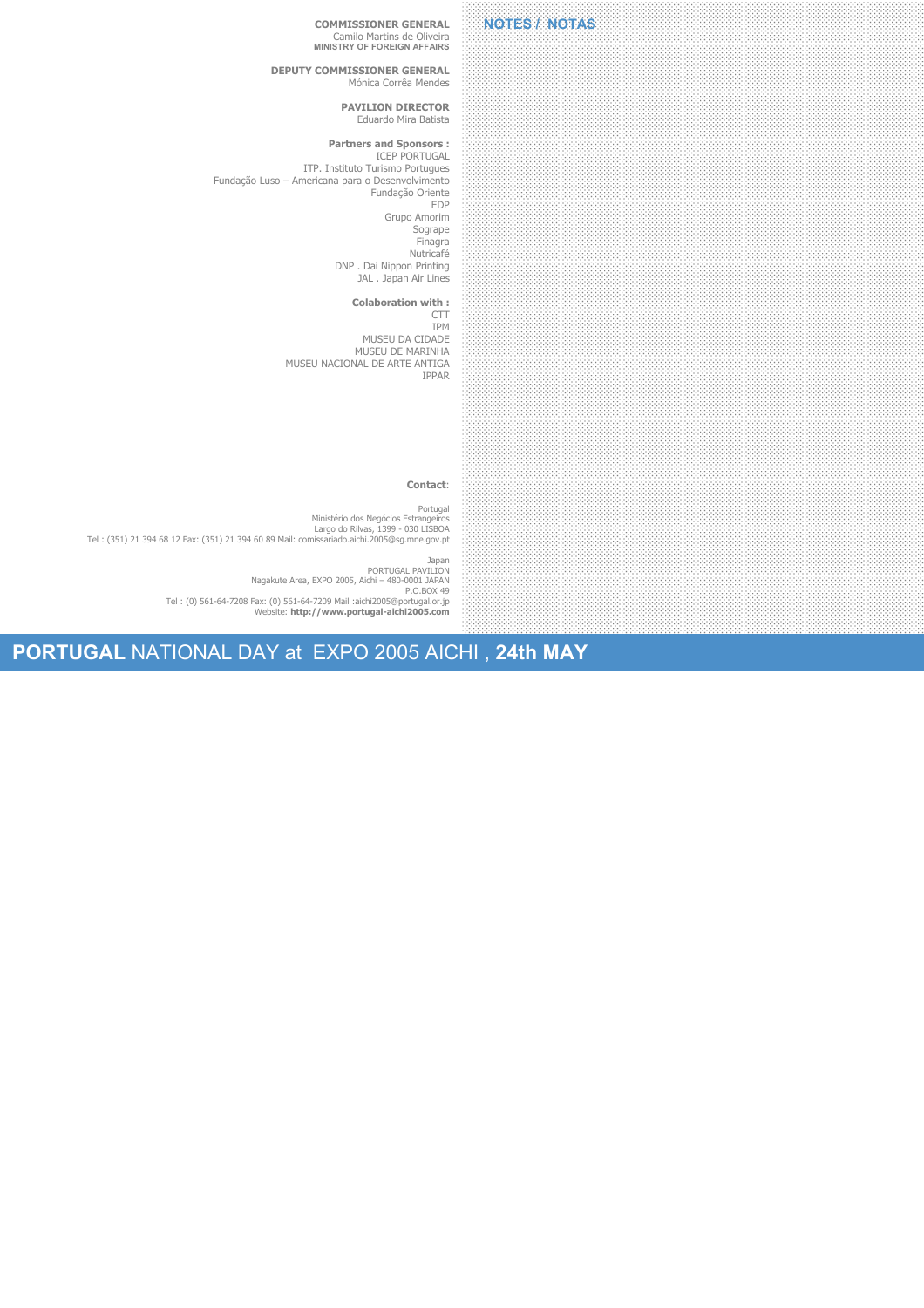**COMMISSIONER GENERAL**
Camilo Martins de Oliveira
**MINISTRY OF FOREIGN AFFAIRS**

**DEPUTY COMMISSIONER GENERAL**
Mónica Corrêa Mendes

**PAVILION DIRECTOR**
Eduardo Mira Batista

**Partners and Sponsors :**
ICEP PORTUGAL
ITP. Instituto Turismo Portugues
Fundação Luso – Americana para o Desenvolvimento
Fundação Oriente
EDP
Grupo Amorim
Sogrape
Finagra
Nutricafé
DNP . Dai Nippon Printing
JAL . Japan Air Lines

**Colaboration with :**
CTT
IPM
MUSEU DA CIDADE
MUSEU DE MARINHA
MUSEU NACIONAL DE ARTE ANTIGA
IPPAR

**Contact**:

Portugal
Ministério dos Negócios Estrangeiros
Largo do Rilvas, 1399 - 030 LISBOA
Tel : (351) 21 394 68 12 Fax: (351) 21 394 60 89 Mail: comissariado.aichi.2005@sg.mne.gov.pt

Japan
PORTUGAL PAVILION
Nagakute Area, EXPO 2005, Aichi – 480-0001 JAPAN
P.O.BOX 49
Tel : (0) 561-64-7208 Fax: (0) 561-64-7209 Mail :aichi2005@portugal.or.jp
Website: **http://www.portugal-aichi2005.com**

## NOTES / NOTAS

**PORTUGAL** NATIONAL DAY at EXPO 2005 AICHI , **24th MAY**